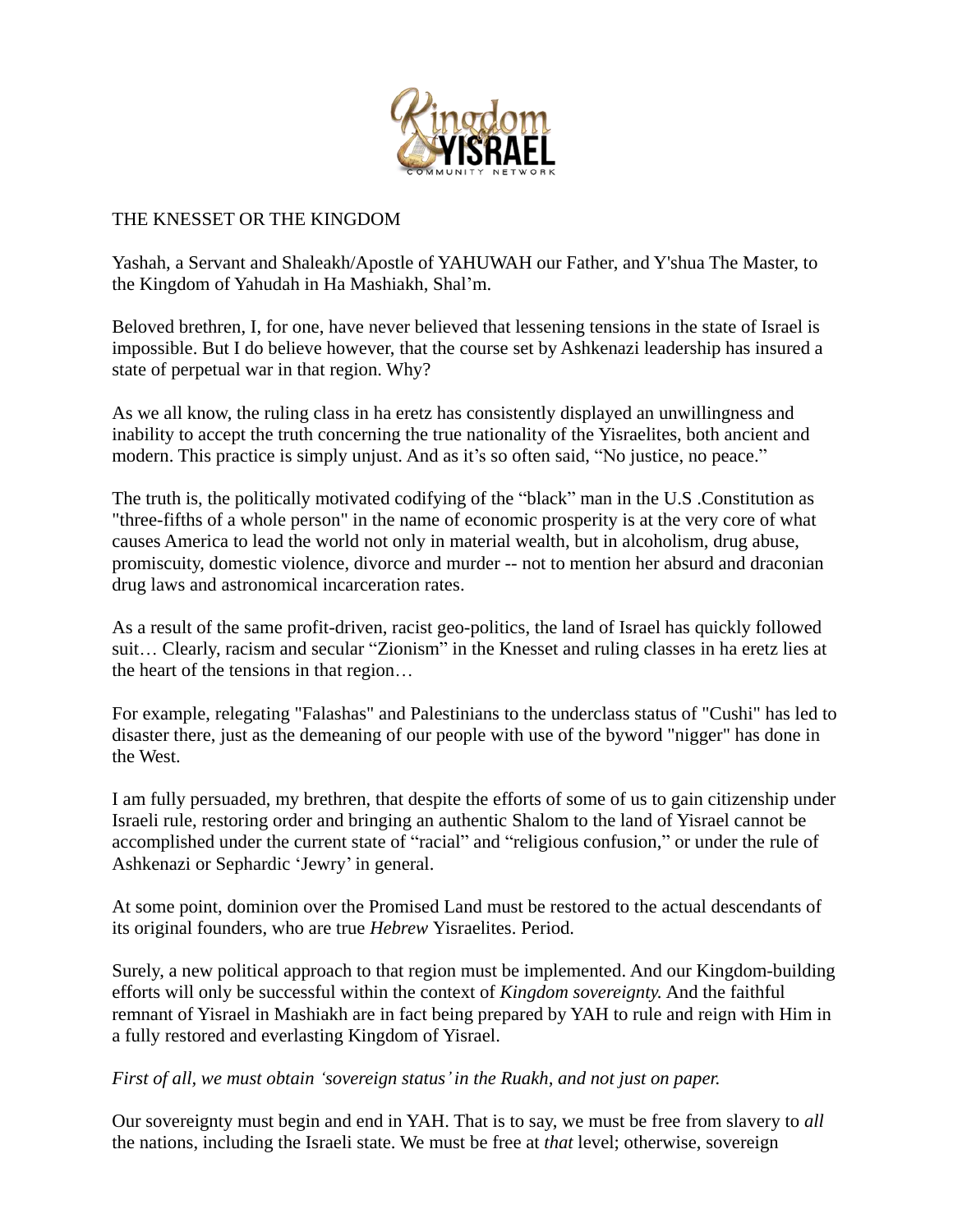THE KNESSET OR THE KINGDOM

Yashah, a Servant and Shaleakh/Apostle of YAHUWAH our Father, and Y'shua The Master, to the Kingdom of Yahudah in Ha Mashiakh, Shal'm.

Beloved brethren, I, for one, have never believed that lessening tensions in the state of Israel is impossible. But I do believe however, that the course set by Ashkenazi leadership has insured a state of perpetual war in that region. Why?

As we all know, the ruling class in ha eretz has consistently displayed an unwillingness and inability to accept the truth concerning the true nationality of the Yisraelites, both ancient and modern. This practice is simply unjust. And as it's so often said, "No justice, no peace."

The truth is, the politically motivated codifying of the "black" man in the U.S .Constitution as "three-fifths of a whole person" in the name of economic prosperity is at the very core of what causes America to lead the world not only in material wealth, but in alcoholism, drug abuse, promiscuity, domestic violence, divorce and murder -- not to mention her absurd and draconian drug laws and astronomical incarceration rates.

As a result of the same profit-driven, racist geo-politics, the land of Israel has quickly followed suit… Clearly, racism and secular "Zionism" in the Knesset and ruling classes in ha eretz lies at the heart of the tensions in that region…

For example, relegating "Falashas" and Palestinians to the underclass status of "Cushi" has led to disaster there, just as the demeaning of our people with use of the byword "nigger" has done in the West.

I am fully persuaded, my brethren, that despite the efforts of some of us to gain citizenship under Israeli rule, restoring order and bringing an authentic Shalom to the land of Yisrael cannot be accomplished under the current state of "racial" and "religious confusion," or under the rule of Ashkenazi or Sephardic 'Jewry' in general.

At some point, dominion over the Promised Land must be restored to the actual descendants of its original founders, who are true *Hebrew* Yisraelites. Period.

Surely, a new political approach to that region must be implemented. And our Kingdom-building efforts will only be successful within the context of *Kingdom sovereignty.* And the faithful remnant of Yisrael in Mashiakh are in fact being prepared by YAH to rule and reign with Him in a fully restored and everlasting Kingdom of Yisrael.

*First of all, we must obtain 'sovereign status' in the Ruakh, and not just on paper.*

Our sovereignty must begin and end in YAH. That is to say, we must be free from slavery to *all* the nations, including the Israeli state. We must be free at *that* level; otherwise, sovereign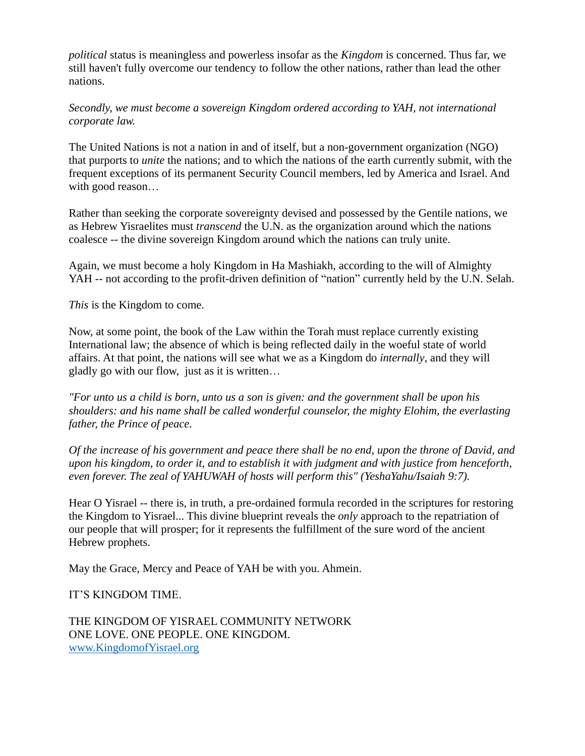*political* status is meaningless and powerless insofar as the *Kingdom* is concerned. Thus far, we still haven't fully overcome our tendency to follow the other nations, rather than lead the other nations.

*Secondly, we must become a sovereign Kingdom ordered according to YAH, not international corporate law.*

The United Nations is not a nation in and of itself, but a non-government organization (NGO) that purports to *unite* the nations; and to which the nations of the earth currently submit, with the frequent exceptions of its permanent Security Council members, led by America and Israel. And with good reason…

Rather than seeking the corporate sovereignty devised and possessed by the Gentile nations, we as Hebrew Yisraelites must *transcend* the U.N. as the organization around which the nations coalesce -- the divine sovereign Kingdom around which the nations can truly unite.

Again, we must become a holy Kingdom in Ha Mashiakh, according to the will of Almighty YAH -- not according to the profit-driven definition of "nation" currently held by the U.N. Selah.

*This* is the Kingdom to come.

Now, at some point, the book of the Law within the Torah must replace currently existing International law; the absence of which is being reflected daily in the woeful state of world affairs. At that point, the nations will see what we as a Kingdom do *internally*, and they will gladly go with our flow, just as it is written…

*"For unto us a child is born, unto us a son is given: and the government shall be upon his shoulders: and his name shall be called wonderful counselor, the mighty Elohim, the everlasting father, the Prince of peace.*

*Of the increase of his government and peace there shall be no end, upon the throne of David, and upon his kingdom, to order it, and to establish it with judgment and with justice from henceforth, even forever. The zeal of YAHUWAH of hosts will perform this" (YeshaYahu/Isaiah 9:7).*

Hear O Yisrael -- there is, in truth, a pre-ordained formula recorded in the scriptures for restoring the Kingdom to Yisrael... This divine blueprint reveals the *only* approach to the repatriation of our people that will prosper; for it represents the fulfillment of the sure word of the ancient Hebrew prophets.

May the Grace, Mercy and Peace of YAH be with you. Ahmein.

IT'S KINGDOM TIME.

THE KINGDOM OF YISRAEL COMMUNITY NETWORK
ONE LOVE. ONE PEOPLE. ONE KINGDOM.
www.KingdomofYisrael.org